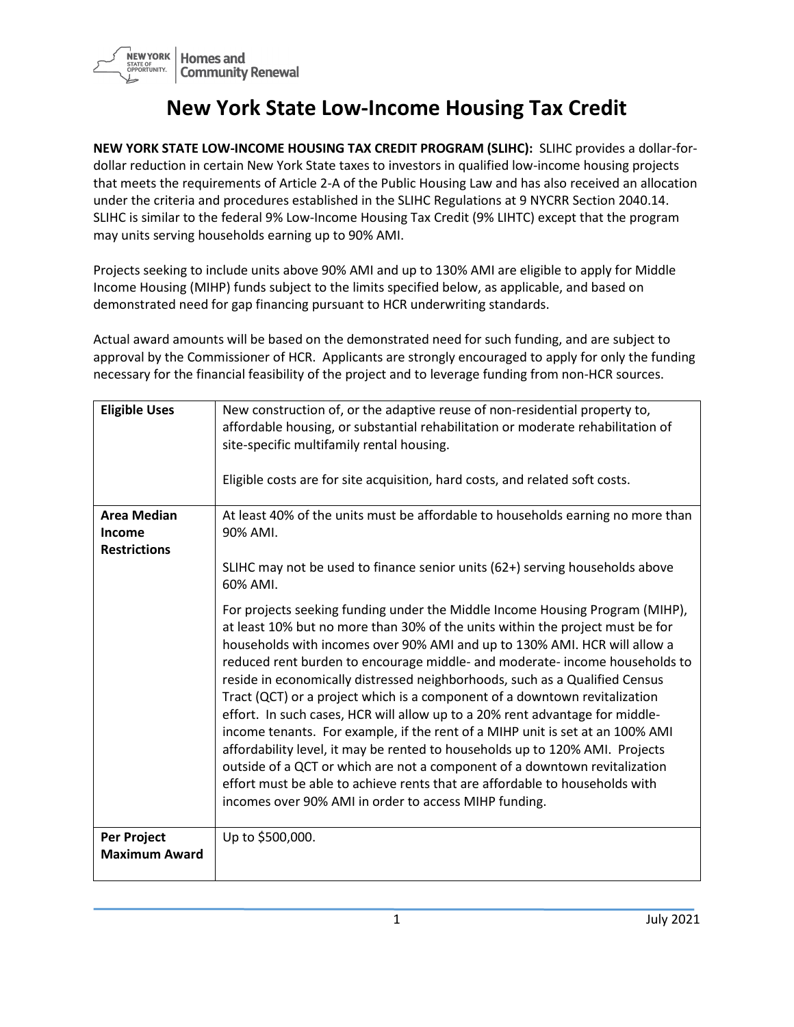# New York State Low-Income Housing Tax Credit

**NEW YORK STATE LOW-INCOME HOUSING TAX CREDIT PROGRAM (SLIHC):** SLIHC provides a dollar-for-dollar reduction in certain New York State taxes to investors in qualified low-income housing projects that meets the requirements of Article 2-A of the Public Housing Law and has also received an allocation under the criteria and procedures established in the SLIHC Regulations at 9 NYCRR Section 2040.14. SLIHC is similar to the federal 9% Low-Income Housing Tax Credit (9% LIHTC) except that the program may units serving households earning up to 90% AMI.

Projects seeking to include units above 90% AMI and up to 130% AMI are eligible to apply for Middle Income Housing (MIHP) funds subject to the limits specified below, as applicable, and based on demonstrated need for gap financing pursuant to HCR underwriting standards.

Actual award amounts will be based on the demonstrated need for such funding, and are subject to approval by the Commissioner of HCR. Applicants are strongly encouraged to apply for only the funding necessary for the financial feasibility of the project and to leverage funding from non-HCR sources.

| | |
|---|---|
| **Eligible Uses** | New construction of, or the adaptive reuse of non-residential property to, affordable housing, or substantial rehabilitation or moderate rehabilitation of site-specific multifamily rental housing.<br><br>Eligible costs are for site acquisition, hard costs, and related soft costs. |
| **Area Median Income Restrictions** | At least 40% of the units must be affordable to households earning no more than 90% AMI.<br><br>SLIHC may not be used to finance senior units (62+) serving households above 60% AMI.<br><br>For projects seeking funding under the Middle Income Housing Program (MIHP), at least 10% but no more than 30% of the units within the project must be for households with incomes over 90% AMI and up to 130% AMI. HCR will allow a reduced rent burden to encourage middle- and moderate- income households to reside in economically distressed neighborhoods, such as a Qualified Census Tract (QCT) or a project which is a component of a downtown revitalization effort. In such cases, HCR will allow up to a 20% rent advantage for middle-income tenants. For example, if the rent of a MIHP unit is set at an 100% AMI affordability level, it may be rented to households up to 120% AMI. Projects outside of a QCT or which are not a component of a downtown revitalization effort must be able to achieve rents that are affordable to households with incomes over 90% AMI in order to access MIHP funding. |
| **Per Project Maximum Award** | Up to $500,000. |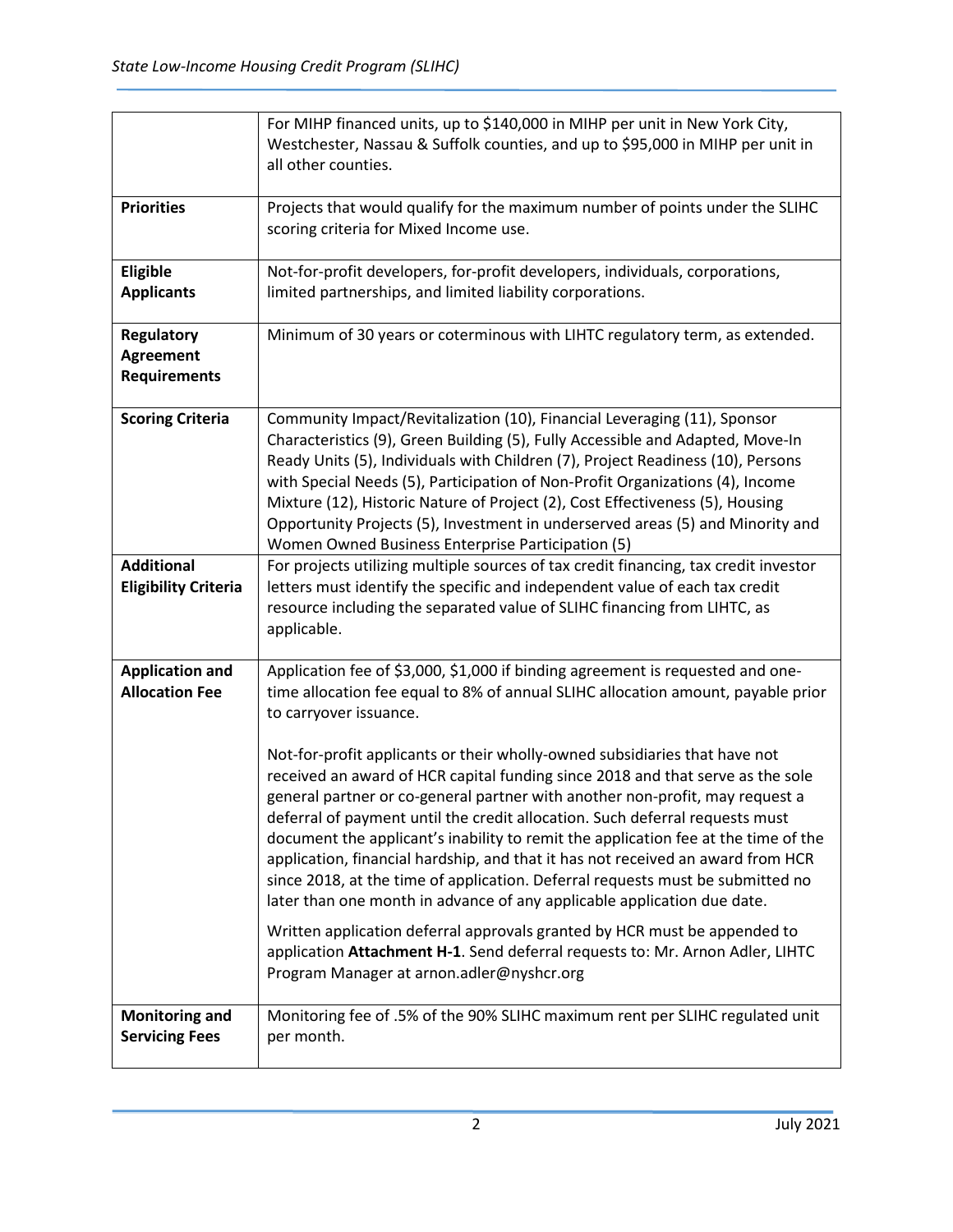| | |
|---|---|
| | For MIHP financed units, up to $140,000 in MIHP per unit in New York City, Westchester, Nassau & Suffolk counties, and up to $95,000 in MIHP per unit in all other counties. |
| **Priorities** | Projects that would qualify for the maximum number of points under the SLIHC scoring criteria for Mixed Income use. |
| **Eligible Applicants** | Not-for-profit developers, for-profit developers, individuals, corporations, limited partnerships, and limited liability corporations. |
| **Regulatory Agreement Requirements** | Minimum of 30 years or coterminous with LIHTC regulatory term, as extended. |
| **Scoring Criteria** | Community Impact/Revitalization (10), Financial Leveraging (11), Sponsor Characteristics (9), Green Building (5), Fully Accessible and Adapted, Move-In Ready Units (5), Individuals with Children (7), Project Readiness (10), Persons with Special Needs (5), Participation of Non-Profit Organizations (4), Income Mixture (12), Historic Nature of Project (2), Cost Effectiveness (5), Housing Opportunity Projects (5), Investment in underserved areas (5) and Minority and Women Owned Business Enterprise Participation (5) |
| **Additional Eligibility Criteria** | For projects utilizing multiple sources of tax credit financing, tax credit investor letters must identify the specific and independent value of each tax credit resource including the separated value of SLIHC financing from LIHTC, as applicable. |
| **Application and Allocation Fee** | Application fee of $3,000, $1,000 if binding agreement is requested and one-time allocation fee equal to 8% of annual SLIHC allocation amount, payable prior to carryover issuance.<br><br>Not-for-profit applicants or their wholly-owned subsidiaries that have not received an award of HCR capital funding since 2018 and that serve as the sole general partner or co-general partner with another non-profit, may request a deferral of payment until the credit allocation. Such deferral requests must document the applicant's inability to remit the application fee at the time of the application, financial hardship, and that it has not received an award from HCR since 2018, at the time of application. Deferral requests must be submitted no later than one month in advance of any applicable application due date.<br><br>Written application deferral approvals granted by HCR must be appended to application **Attachment H-1**. Send deferral requests to: Mr. Arnon Adler, LIHTC Program Manager at arnon.adler@nyshcr.org |
| **Monitoring and Servicing Fees** | Monitoring fee of .5% of the 90% SLIHC maximum rent per SLIHC regulated unit per month. |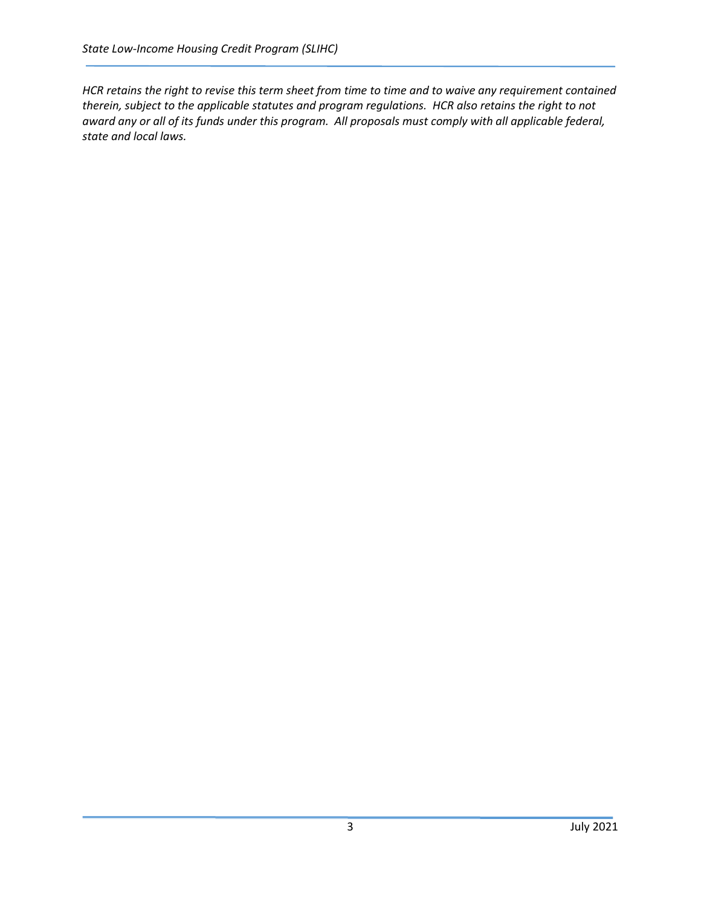*HCR retains the right to revise this term sheet from time to time and to waive any requirement contained therein, subject to the applicable statutes and program regulations. HCR also retains the right to not award any or all of its funds under this program. All proposals must comply with all applicable federal, state and local laws.*